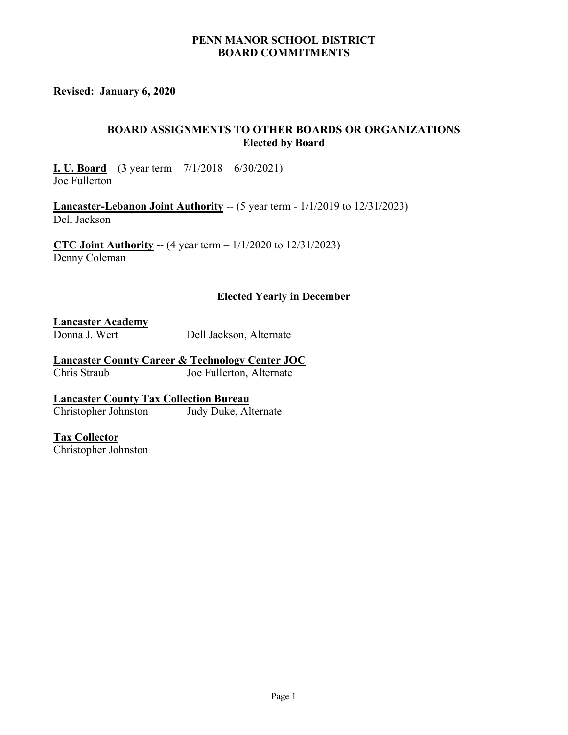# PENN MANOR SCHOOL DISTRICT
# BOARD COMMITMENTS

**Revised: January 6, 2020**

## BOARD ASSIGNMENTS TO OTHER BOARDS OR ORGANIZATIONS
### Elected by Board

**I. U. Board** – (3 year term – 7/1/2018 – 6/30/2021)
Joe Fullerton

**Lancaster-Lebanon Joint Authority** -- (5 year term - 1/1/2019 to 12/31/2023)
Dell Jackson

**CTC Joint Authority** -- (4 year term – 1/1/2020 to 12/31/2023)
Denny Coleman

### Elected Yearly in December

**Lancaster Academy**
Donna J. Wert — Dell Jackson, Alternate

**Lancaster County Career & Technology Center JOC**
Chris Straub — Joe Fullerton, Alternate

**Lancaster County Tax Collection Bureau**
Christopher Johnston — Judy Duke, Alternate

**Tax Collector**
Christopher Johnston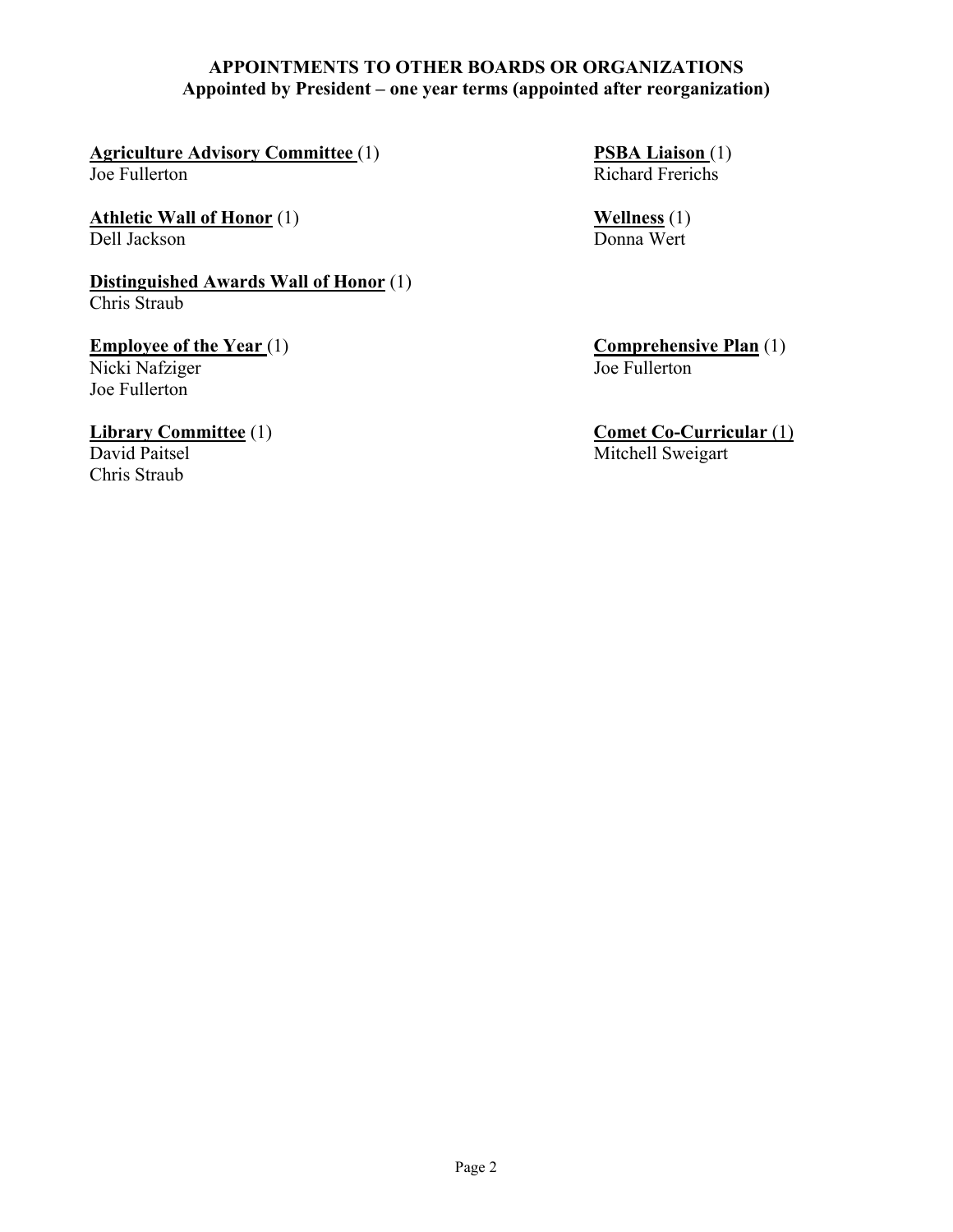## APPOINTMENTS TO OTHER BOARDS OR ORGANIZATIONS
### Appointed by President – one year terms (appointed after reorganization)

**Agriculture Advisory Committee** (1)
Joe Fullerton

**Athletic Wall of Honor** (1)
Dell Jackson

**Distinguished Awards Wall of Honor** (1)
Chris Straub

**Employee of the Year** (1)
Nicki Nafziger
Joe Fullerton

**Library Committee** (1)
David Paitsel
Chris Straub

**PSBA Liaison** (1)
Richard Frerichs

**Wellness** (1)
Donna Wert

**Comprehensive Plan** (1)
Joe Fullerton

**Comet Co-Curricular** (1)
Mitchell Sweigart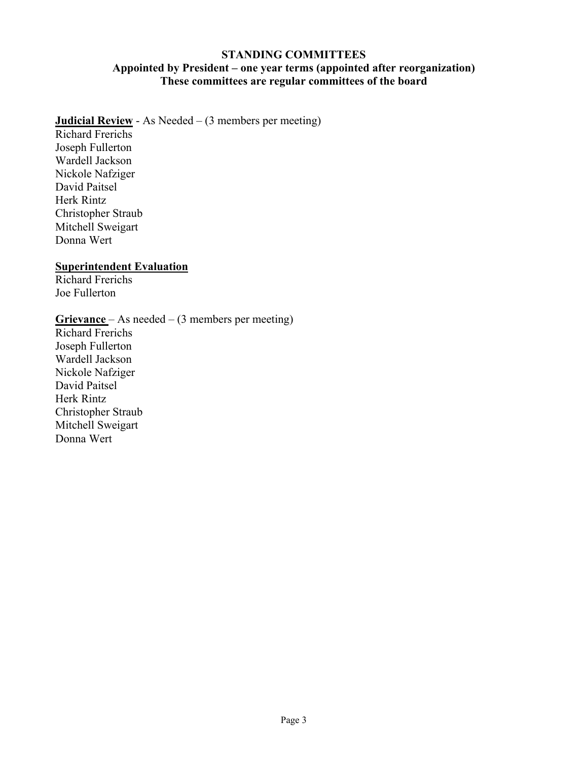# STANDING COMMITTEES

**Appointed by President – one year terms (appointed after reorganization)**
**These committees are regular committees of the board**

**Judicial Review** - As Needed – (3 members per meeting)
Richard Frerichs
Joseph Fullerton
Wardell Jackson
Nickole Nafziger
David Paitsel
Herk Rintz
Christopher Straub
Mitchell Sweigart
Donna Wert

**Superintendent Evaluation**
Richard Frerichs
Joe Fullerton

**Grievance** – As needed – (3 members per meeting)
Richard Frerichs
Joseph Fullerton
Wardell Jackson
Nickole Nafziger
David Paitsel
Herk Rintz
Christopher Straub
Mitchell Sweigart
Donna Wert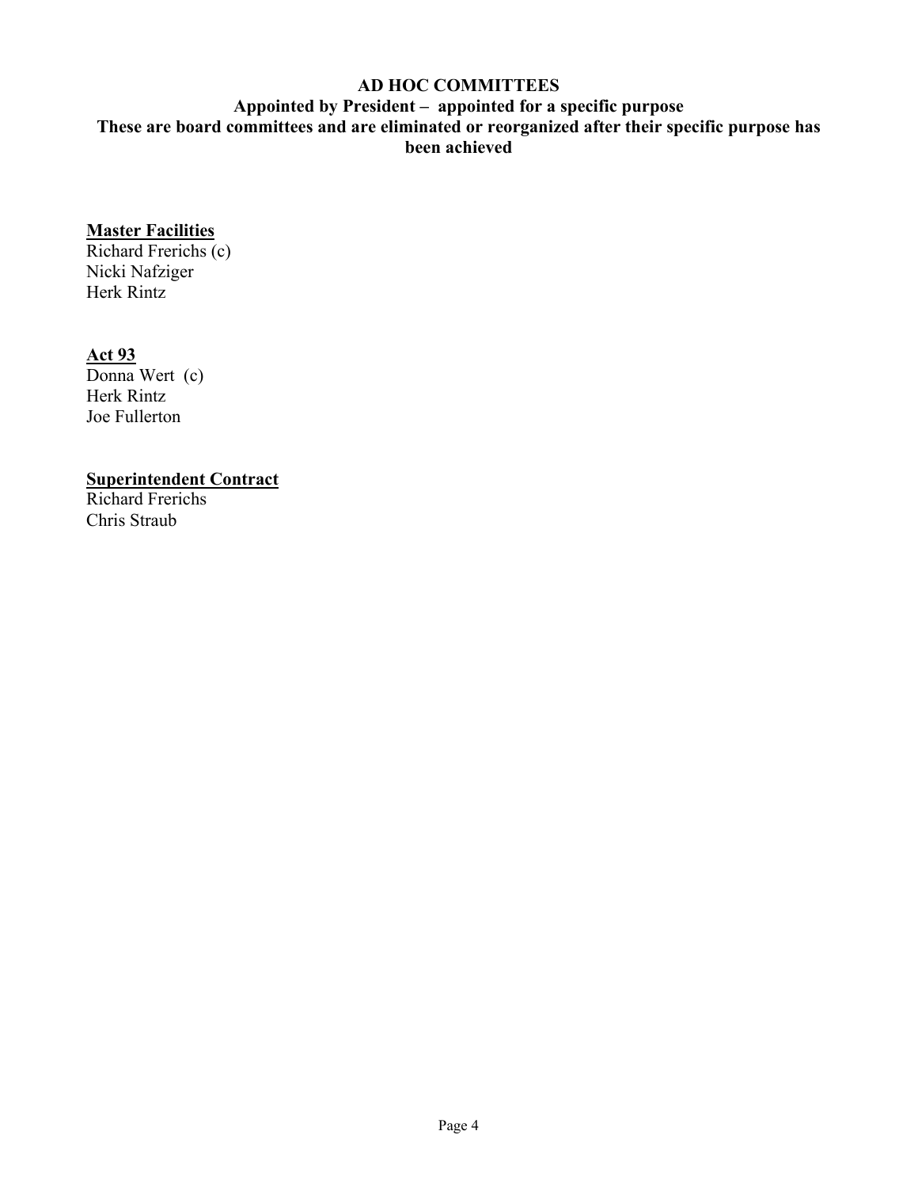# AD HOC COMMITTEES

## Appointed by President – appointed for a specific purpose

## These are board committees and are eliminated or reorganized after their specific purpose has been achieved

**Master Facilities**

Richard Frerichs (c)
Nicki Nafziger
Herk Rintz

**Act 93**

Donna Wert (c)
Herk Rintz
Joe Fullerton

**Superintendent Contract**

Richard Frerichs
Chris Straub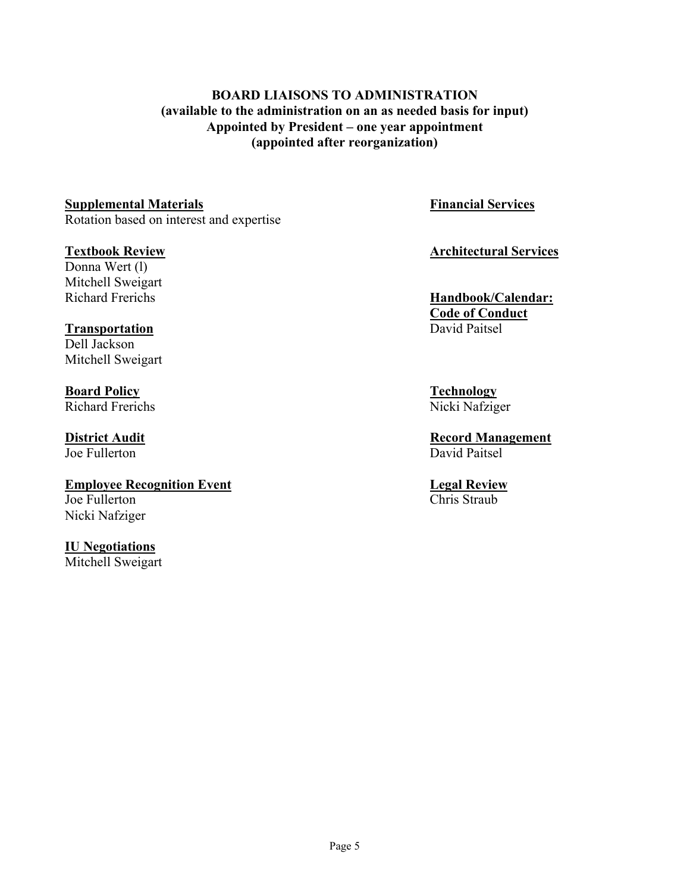**BOARD LIAISONS TO ADMINISTRATION**
**(available to the administration on an as needed basis for input)**
**Appointed by President – one year appointment**
**(appointed after reorganization)**

**Supplemental Materials**
Rotation based on interest and expertise

**Textbook Review**
Donna Wert (l)
Mitchell Sweigart
Richard Frerichs

**Transportation**
Dell Jackson
Mitchell Sweigart

**Board Policy**
Richard Frerichs

**District Audit**
Joe Fullerton

**Employee Recognition Event**
Joe Fullerton
Nicki Nafziger

**IU Negotiations**
Mitchell Sweigart

**Financial Services**

**Architectural Services**

**Handbook/Calendar:**
**Code of Conduct**
David Paitsel

**Technology**
Nicki Nafziger

**Record Management**
David Paitsel

**Legal Review**
Chris Straub